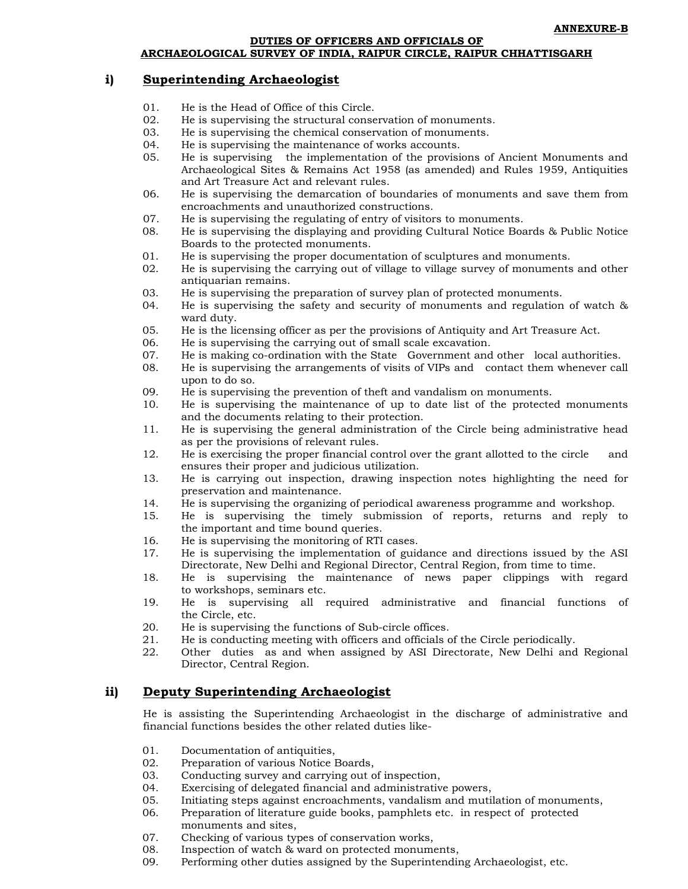**ANNEXURE-B**

**DUTIES OF OFFICERS AND OFFICIALS OF ARCHAEOLOGICAL SURVEY OF INDIA, RAIPUR CIRCLE, RAIPUR CHHATTISGARH**

## i) Superintending Archaeologist

01. He is the Head of Office of this Circle.
02. He is supervising the structural conservation of monuments.
03. He is supervising the chemical conservation of monuments.
04. He is supervising the maintenance of works accounts.
05. He is supervising the implementation of the provisions of Ancient Monuments and Archaeological Sites & Remains Act 1958 (as amended) and Rules 1959, Antiquities and Art Treasure Act and relevant rules.
06. He is supervising the demarcation of boundaries of monuments and save them from encroachments and unauthorized constructions.
07. He is supervising the regulating of entry of visitors to monuments.
08. He is supervising the displaying and providing Cultural Notice Boards & Public Notice Boards to the protected monuments.
01. He is supervising the proper documentation of sculptures and monuments.
02. He is supervising the carrying out of village to village survey of monuments and other antiquarian remains.
03. He is supervising the preparation of survey plan of protected monuments.
04. He is supervising the safety and security of monuments and regulation of watch & ward duty.
05. He is the licensing officer as per the provisions of Antiquity and Art Treasure Act.
06. He is supervising the carrying out of small scale excavation.
07. He is making co-ordination with the State Government and other local authorities.
08. He is supervising the arrangements of visits of VIPs and contact them whenever call upon to do so.
09. He is supervising the prevention of theft and vandalism on monuments.
10. He is supervising the maintenance of up to date list of the protected monuments and the documents relating to their protection.
11. He is supervising the general administration of the Circle being administrative head as per the provisions of relevant rules.
12. He is exercising the proper financial control over the grant allotted to the circle and ensures their proper and judicious utilization.
13. He is carrying out inspection, drawing inspection notes highlighting the need for preservation and maintenance.
14. He is supervising the organizing of periodical awareness programme and workshop.
15. He is supervising the timely submission of reports, returns and reply to the important and time bound queries.
16. He is supervising the monitoring of RTI cases.
17. He is supervising the implementation of guidance and directions issued by the ASI Directorate, New Delhi and Regional Director, Central Region, from time to time.
18. He is supervising the maintenance of news paper clippings with regard to workshops, seminars etc.
19. He is supervising all required administrative and financial functions of the Circle, etc.
20. He is supervising the functions of Sub-circle offices.
21. He is conducting meeting with officers and officials of the Circle periodically.
22. Other duties as and when assigned by ASI Directorate, New Delhi and Regional Director, Central Region.

## ii) Deputy Superintending Archaeologist

He is assisting the Superintending Archaeologist in the discharge of administrative and financial functions besides the other related duties like-

01. Documentation of antiquities,
02. Preparation of various Notice Boards,
03. Conducting survey and carrying out of inspection,
04. Exercising of delegated financial and administrative powers,
05. Initiating steps against encroachments, vandalism and mutilation of monuments,
06. Preparation of literature guide books, pamphlets etc. in respect of protected monuments and sites,
07. Checking of various types of conservation works,
08. Inspection of watch & ward on protected monuments,
09. Performing other duties assigned by the Superintending Archaeologist, etc.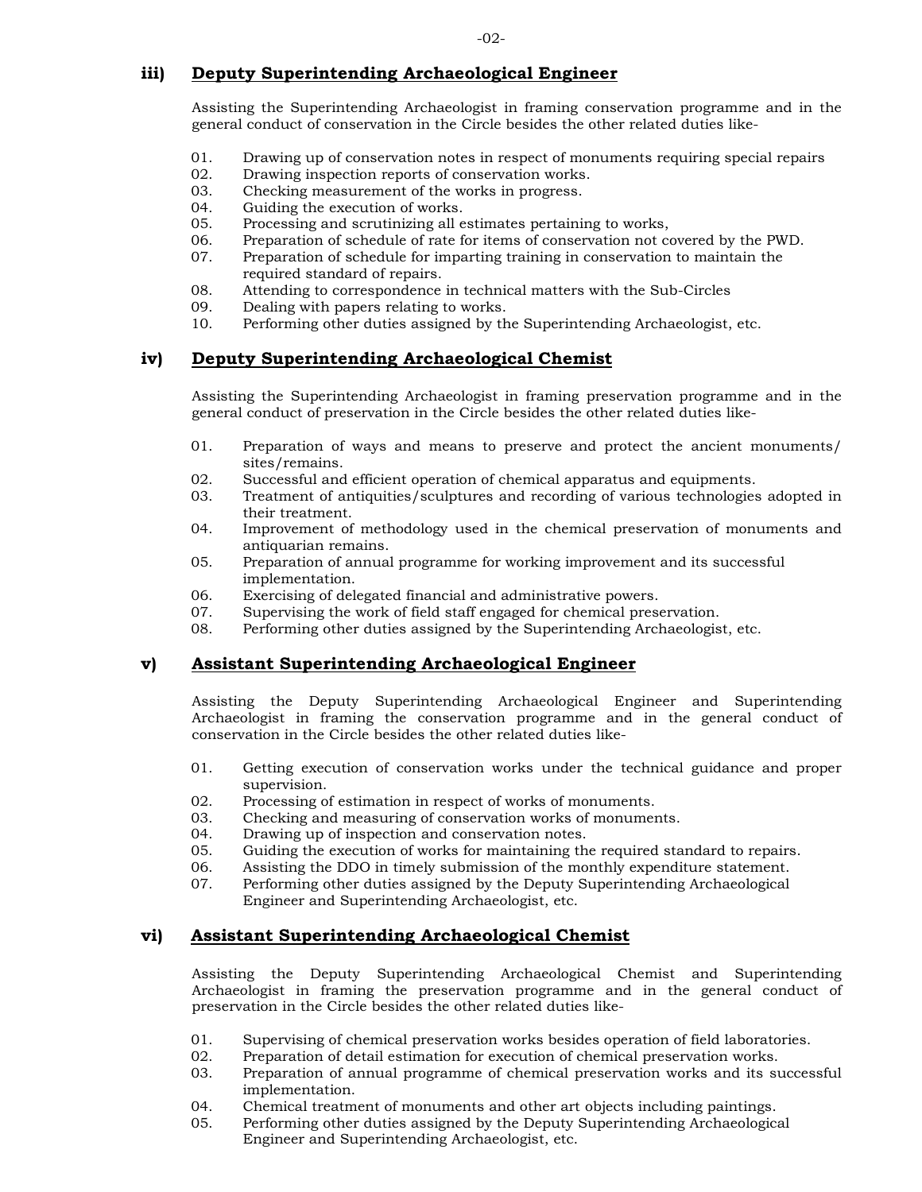### iii) Deputy Superintending Archaeological Engineer

Assisting the Superintending Archaeologist in framing conservation programme and in the general conduct of conservation in the Circle besides the other related duties like-

01. Drawing up of conservation notes in respect of monuments requiring special repairs
02. Drawing inspection reports of conservation works.
03. Checking measurement of the works in progress.
04. Guiding the execution of works.
05. Processing and scrutinizing all estimates pertaining to works,
06. Preparation of schedule of rate for items of conservation not covered by the PWD.
07. Preparation of schedule for imparting training in conservation to maintain the required standard of repairs.
08. Attending to correspondence in technical matters with the Sub-Circles
09. Dealing with papers relating to works.
10. Performing other duties assigned by the Superintending Archaeologist, etc.

### iv) Deputy Superintending Archaeological Chemist

Assisting the Superintending Archaeologist in framing preservation programme and in the general conduct of preservation in the Circle besides the other related duties like-

01. Preparation of ways and means to preserve and protect the ancient monuments/ sites/remains.
02. Successful and efficient operation of chemical apparatus and equipments.
03. Treatment of antiquities/sculptures and recording of various technologies adopted in their treatment.
04. Improvement of methodology used in the chemical preservation of monuments and antiquarian remains.
05. Preparation of annual programme for working improvement and its successful implementation.
06. Exercising of delegated financial and administrative powers.
07. Supervising the work of field staff engaged for chemical preservation.
08. Performing other duties assigned by the Superintending Archaeologist, etc.

### v) Assistant Superintending Archaeological Engineer

Assisting the Deputy Superintending Archaeological Engineer and Superintending Archaeologist in framing the conservation programme and in the general conduct of conservation in the Circle besides the other related duties like-

01. Getting execution of conservation works under the technical guidance and proper supervision.
02. Processing of estimation in respect of works of monuments.
03. Checking and measuring of conservation works of monuments.
04. Drawing up of inspection and conservation notes.
05. Guiding the execution of works for maintaining the required standard to repairs.
06. Assisting the DDO in timely submission of the monthly expenditure statement.
07. Performing other duties assigned by the Deputy Superintending Archaeological Engineer and Superintending Archaeologist, etc.

### vi) Assistant Superintending Archaeological Chemist

Assisting the Deputy Superintending Archaeological Chemist and Superintending Archaeologist in framing the preservation programme and in the general conduct of preservation in the Circle besides the other related duties like-

01. Supervising of chemical preservation works besides operation of field laboratories.
02. Preparation of detail estimation for execution of chemical preservation works.
03. Preparation of annual programme of chemical preservation works and its successful implementation.
04. Chemical treatment of monuments and other art objects including paintings.
05. Performing other duties assigned by the Deputy Superintending Archaeological Engineer and Superintending Archaeologist, etc.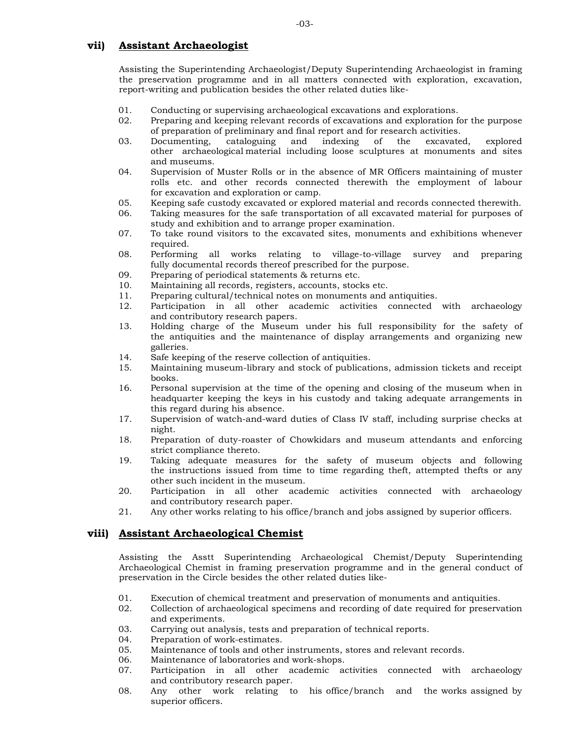## vii) Assistant Archaeologist

Assisting the Superintending Archaeologist/Deputy Superintending Archaeologist in framing the preservation programme and in all matters connected with exploration, excavation, report-writing and publication besides the other related duties like-

01. Conducting or supervising archaeological excavations and explorations.
02. Preparing and keeping relevant records of excavations and exploration for the purpose of preparation of preliminary and final report and for research activities.
03. Documenting, cataloguing and indexing of the excavated, explored other archaeological material including loose sculptures at monuments and sites and museums.
04. Supervision of Muster Rolls or in the absence of MR Officers maintaining of muster rolls etc. and other records connected therewith the employment of labour for excavation and exploration or camp.
05. Keeping safe custody excavated or explored material and records connected therewith.
06. Taking measures for the safe transportation of all excavated material for purposes of study and exhibition and to arrange proper examination.
07. To take round visitors to the excavated sites, monuments and exhibitions whenever required.
08. Performing all works relating to village-to-village survey and preparing fully documental records thereof prescribed for the purpose.
09. Preparing of periodical statements & returns etc.
10. Maintaining all records, registers, accounts, stocks etc.
11. Preparing cultural/technical notes on monuments and antiquities.
12. Participation in all other academic activities connected with archaeology and contributory research papers.
13. Holding charge of the Museum under his full responsibility for the safety of the antiquities and the maintenance of display arrangements and organizing new galleries.
14. Safe keeping of the reserve collection of antiquities.
15. Maintaining museum-library and stock of publications, admission tickets and receipt books.
16. Personal supervision at the time of the opening and closing of the museum when in headquarter keeping the keys in his custody and taking adequate arrangements in this regard during his absence.
17. Supervision of watch-and-ward duties of Class IV staff, including surprise checks at night.
18. Preparation of duty-roaster of Chowkidars and museum attendants and enforcing strict compliance thereto.
19. Taking adequate measures for the safety of museum objects and following the instructions issued from time to time regarding theft, attempted thefts or any other such incident in the museum.
20. Participation in all other academic activities connected with archaeology and contributory research paper.
21. Any other works relating to his office/branch and jobs assigned by superior officers.

## viii) Assistant Archaeological Chemist

Assisting the Asstt Superintending Archaeological Chemist/Deputy Superintending Archaeological Chemist in framing preservation programme and in the general conduct of preservation in the Circle besides the other related duties like-

01. Execution of chemical treatment and preservation of monuments and antiquities.
02. Collection of archaeological specimens and recording of date required for preservation and experiments.
03. Carrying out analysis, tests and preparation of technical reports.
04. Preparation of work-estimates.
05. Maintenance of tools and other instruments, stores and relevant records.
06. Maintenance of laboratories and work-shops.
07. Participation in all other academic activities connected with archaeology and contributory research paper.
08. Any other work relating to his office/branch and the works assigned by superior officers.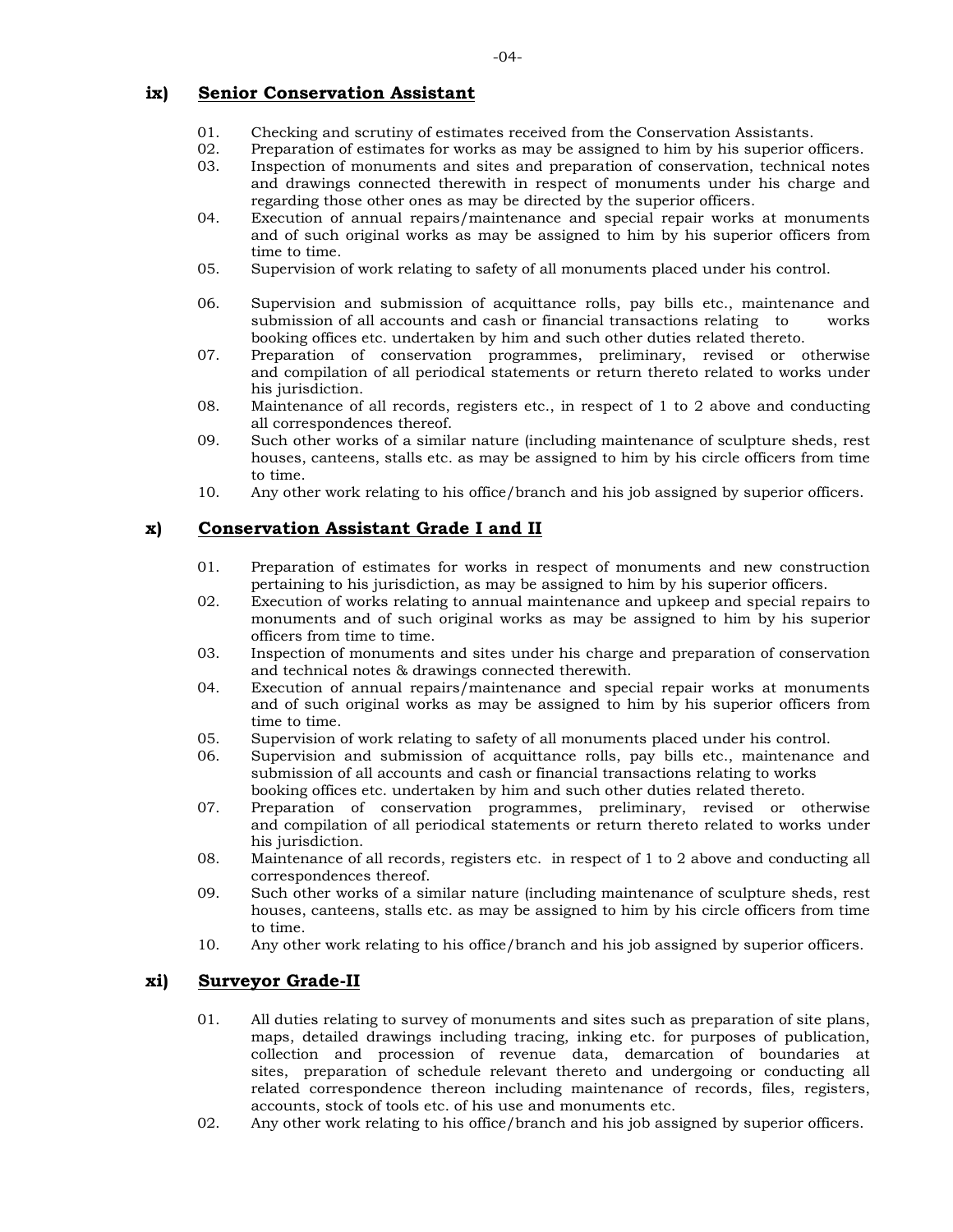### ix) Senior Conservation Assistant

01. Checking and scrutiny of estimates received from the Conservation Assistants.
02. Preparation of estimates for works as may be assigned to him by his superior officers.
03. Inspection of monuments and sites and preparation of conservation, technical notes and drawings connected therewith in respect of monuments under his charge and regarding those other ones as may be directed by the superior officers.
04. Execution of annual repairs/maintenance and special repair works at monuments and of such original works as may be assigned to him by his superior officers from time to time.
05. Supervision of work relating to safety of all monuments placed under his control.
06. Supervision and submission of acquittance rolls, pay bills etc., maintenance and submission of all accounts and cash or financial transactions relating to works booking offices etc. undertaken by him and such other duties related thereto.
07. Preparation of conservation programmes, preliminary, revised or otherwise and compilation of all periodical statements or return thereto related to works under his jurisdiction.
08. Maintenance of all records, registers etc., in respect of 1 to 2 above and conducting all correspondences thereof.
09. Such other works of a similar nature (including maintenance of sculpture sheds, rest houses, canteens, stalls etc. as may be assigned to him by his circle officers from time to time.
10. Any other work relating to his office/branch and his job assigned by superior officers.

### x) Conservation Assistant Grade I and II

01. Preparation of estimates for works in respect of monuments and new construction pertaining to his jurisdiction, as may be assigned to him by his superior officers.
02. Execution of works relating to annual maintenance and upkeep and special repairs to monuments and of such original works as may be assigned to him by his superior officers from time to time.
03. Inspection of monuments and sites under his charge and preparation of conservation and technical notes & drawings connected therewith.
04. Execution of annual repairs/maintenance and special repair works at monuments and of such original works as may be assigned to him by his superior officers from time to time.
05. Supervision of work relating to safety of all monuments placed under his control.
06. Supervision and submission of acquittance rolls, pay bills etc., maintenance and submission of all accounts and cash or financial transactions relating to works booking offices etc. undertaken by him and such other duties related thereto.
07. Preparation of conservation programmes, preliminary, revised or otherwise and compilation of all periodical statements or return thereto related to works under his jurisdiction.
08. Maintenance of all records, registers etc. in respect of 1 to 2 above and conducting all correspondences thereof.
09. Such other works of a similar nature (including maintenance of sculpture sheds, rest houses, canteens, stalls etc. as may be assigned to him by his circle officers from time to time.
10. Any other work relating to his office/branch and his job assigned by superior officers.

### xi) Surveyor Grade-II

01. All duties relating to survey of monuments and sites such as preparation of site plans, maps, detailed drawings including tracing, inking etc. for purposes of publication, collection and procession of revenue data, demarcation of boundaries at sites, preparation of schedule relevant thereto and undergoing or conducting all related correspondence thereon including maintenance of records, files, registers, accounts, stock of tools etc. of his use and monuments etc.
02. Any other work relating to his office/branch and his job assigned by superior officers.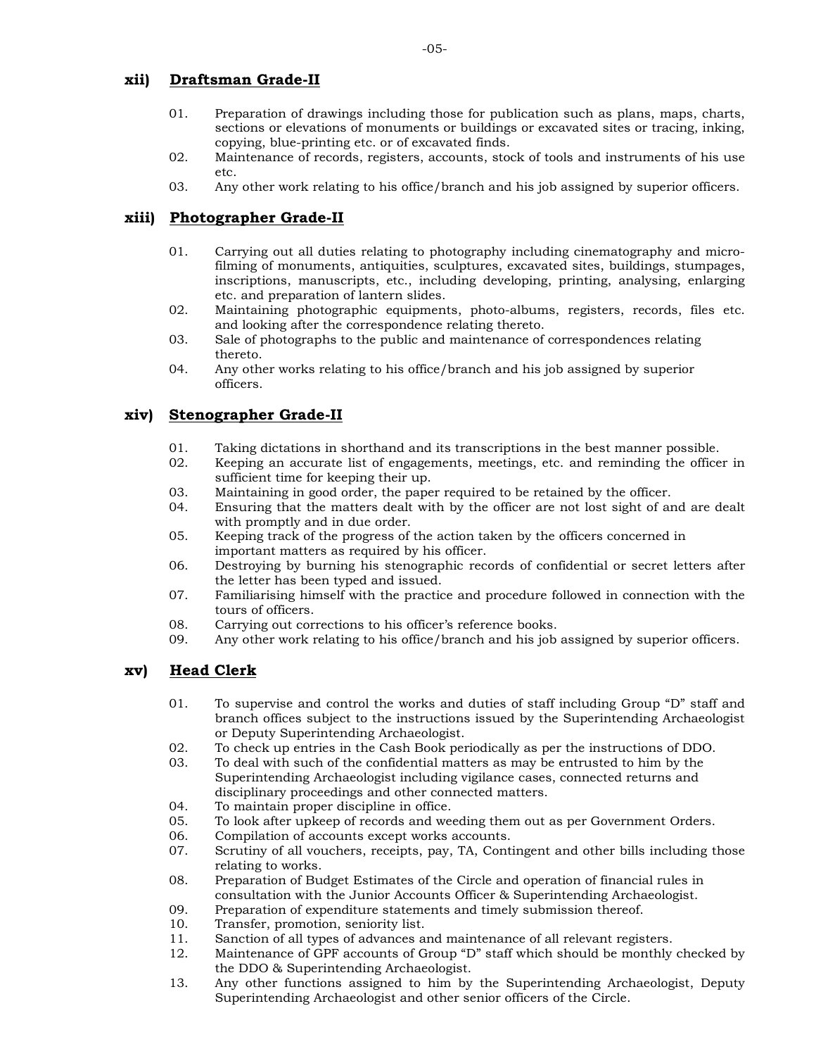### xii) Draftsman Grade-II

01. Preparation of drawings including those for publication such as plans, maps, charts, sections or elevations of monuments or buildings or excavated sites or tracing, inking, copying, blue-printing etc. or of excavated finds.
02. Maintenance of records, registers, accounts, stock of tools and instruments of his use etc.
03. Any other work relating to his office/branch and his job assigned by superior officers.

### xiii) Photographer Grade-II

01. Carrying out all duties relating to photography including cinematography and micro-filming of monuments, antiquities, sculptures, excavated sites, buildings, stumpages, inscriptions, manuscripts, etc., including developing, printing, analysing, enlarging etc. and preparation of lantern slides.
02. Maintaining photographic equipments, photo-albums, registers, records, files etc. and looking after the correspondence relating thereto.
03. Sale of photographs to the public and maintenance of correspondences relating thereto.
04. Any other works relating to his office/branch and his job assigned by superior officers.

### xiv) Stenographer Grade-II

01. Taking dictations in shorthand and its transcriptions in the best manner possible.
02. Keeping an accurate list of engagements, meetings, etc. and reminding the officer in sufficient time for keeping their up.
03. Maintaining in good order, the paper required to be retained by the officer.
04. Ensuring that the matters dealt with by the officer are not lost sight of and are dealt with promptly and in due order.
05. Keeping track of the progress of the action taken by the officers concerned in important matters as required by his officer.
06. Destroying by burning his stenographic records of confidential or secret letters after the letter has been typed and issued.
07. Familiarising himself with the practice and procedure followed in connection with the tours of officers.
08. Carrying out corrections to his officer's reference books.
09. Any other work relating to his office/branch and his job assigned by superior officers.

### xv) Head Clerk

01. To supervise and control the works and duties of staff including Group "D" staff and branch offices subject to the instructions issued by the Superintending Archaeologist or Deputy Superintending Archaeologist.
02. To check up entries in the Cash Book periodically as per the instructions of DDO.
03. To deal with such of the confidential matters as may be entrusted to him by the Superintending Archaeologist including vigilance cases, connected returns and disciplinary proceedings and other connected matters.
04. To maintain proper discipline in office.
05. To look after upkeep of records and weeding them out as per Government Orders.
06. Compilation of accounts except works accounts.
07. Scrutiny of all vouchers, receipts, pay, TA, Contingent and other bills including those relating to works.
08. Preparation of Budget Estimates of the Circle and operation of financial rules in consultation with the Junior Accounts Officer & Superintending Archaeologist.
09. Preparation of expenditure statements and timely submission thereof.
10. Transfer, promotion, seniority list.
11. Sanction of all types of advances and maintenance of all relevant registers.
12. Maintenance of GPF accounts of Group "D" staff which should be monthly checked by the DDO & Superintending Archaeologist.
13. Any other functions assigned to him by the Superintending Archaeologist, Deputy Superintending Archaeologist and other senior officers of the Circle.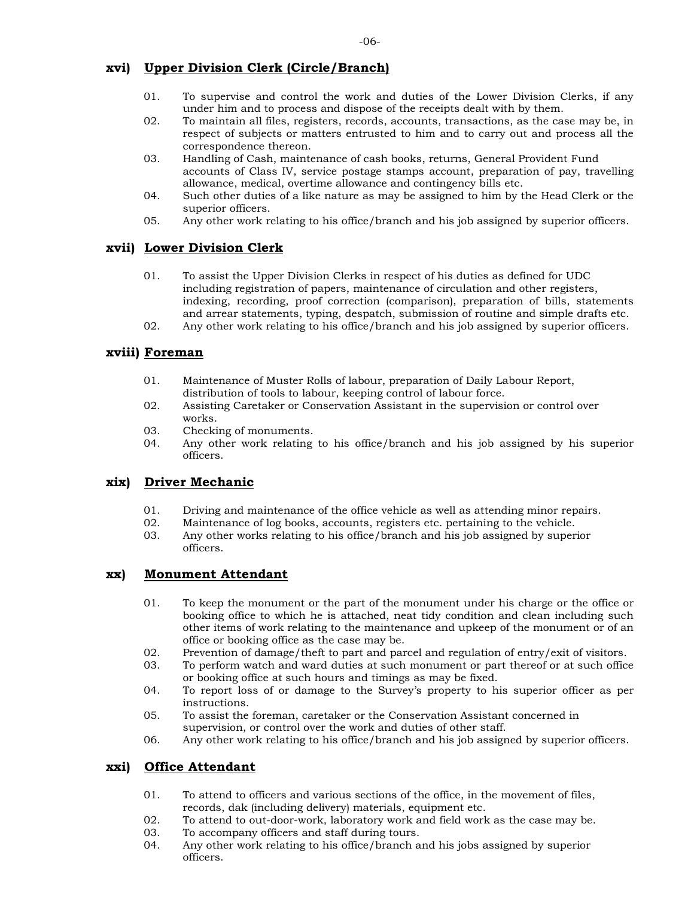### xvi) Upper Division Clerk (Circle/Branch)

01. To supervise and control the work and duties of the Lower Division Clerks, if any under him and to process and dispose of the receipts dealt with by them.
02. To maintain all files, registers, records, accounts, transactions, as the case may be, in respect of subjects or matters entrusted to him and to carry out and process all the correspondence thereon.
03. Handling of Cash, maintenance of cash books, returns, General Provident Fund accounts of Class IV, service postage stamps account, preparation of pay, travelling allowance, medical, overtime allowance and contingency bills etc.
04. Such other duties of a like nature as may be assigned to him by the Head Clerk or the superior officers.
05. Any other work relating to his office/branch and his job assigned by superior officers.

### xvii) Lower Division Clerk

01. To assist the Upper Division Clerks in respect of his duties as defined for UDC including registration of papers, maintenance of circulation and other registers, indexing, recording, proof correction (comparison), preparation of bills, statements and arrear statements, typing, despatch, submission of routine and simple drafts etc.
02. Any other work relating to his office/branch and his job assigned by superior officers.

### xviii) Foreman

01. Maintenance of Muster Rolls of labour, preparation of Daily Labour Report, distribution of tools to labour, keeping control of labour force.
02. Assisting Caretaker or Conservation Assistant in the supervision or control over works.
03. Checking of monuments.
04. Any other work relating to his office/branch and his job assigned by his superior officers.

### xix) Driver Mechanic

01. Driving and maintenance of the office vehicle as well as attending minor repairs.
02. Maintenance of log books, accounts, registers etc. pertaining to the vehicle.
03. Any other works relating to his office/branch and his job assigned by superior officers.

### xx) Monument Attendant

01. To keep the monument or the part of the monument under his charge or the office or booking office to which he is attached, neat tidy condition and clean including such other items of work relating to the maintenance and upkeep of the monument or of an office or booking office as the case may be.
02. Prevention of damage/theft to part and parcel and regulation of entry/exit of visitors.
03. To perform watch and ward duties at such monument or part thereof or at such office or booking office at such hours and timings as may be fixed.
04. To report loss of or damage to the Survey's property to his superior officer as per instructions.
05. To assist the foreman, caretaker or the Conservation Assistant concerned in supervision, or control over the work and duties of other staff.
06. Any other work relating to his office/branch and his job assigned by superior officers.

### xxi) Office Attendant

01. To attend to officers and various sections of the office, in the movement of files, records, dak (including delivery) materials, equipment etc.
02. To attend to out-door-work, laboratory work and field work as the case may be.
03. To accompany officers and staff during tours.
04. Any other work relating to his office/branch and his jobs assigned by superior officers.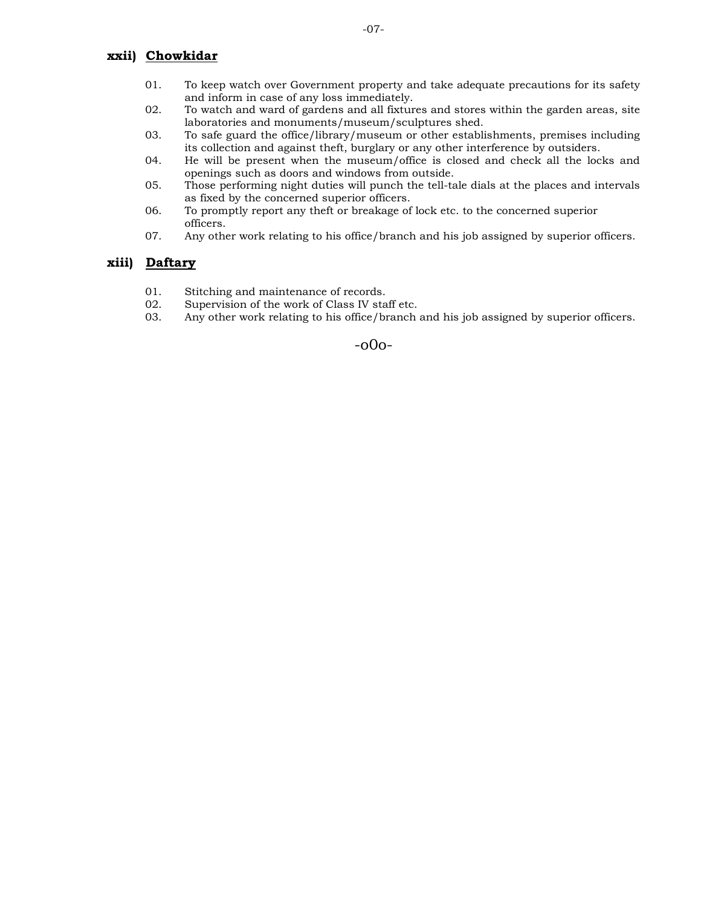### xxii) Chowkidar

01. To keep watch over Government property and take adequate precautions for its safety and inform in case of any loss immediately.
02. To watch and ward of gardens and all fixtures and stores within the garden areas, site laboratories and monuments/museum/sculptures shed.
03. To safe guard the office/library/museum or other establishments, premises including its collection and against theft, burglary or any other interference by outsiders.
04. He will be present when the museum/office is closed and check all the locks and openings such as doors and windows from outside.
05. Those performing night duties will punch the tell-tale dials at the places and intervals as fixed by the concerned superior officers.
06. To promptly report any theft or breakage of lock etc. to the concerned superior officers.
07. Any other work relating to his office/branch and his job assigned by superior officers.

### xiii) Daftary

01. Stitching and maintenance of records.
02. Supervision of the work of Class IV staff etc.
03. Any other work relating to his office/branch and his job assigned by superior officers.

-o0o-